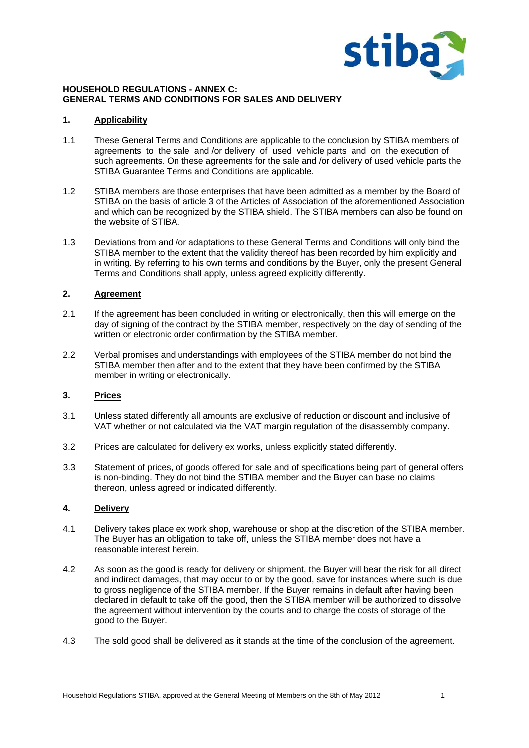**HOUSEHOLD REGULATIONS - ANNEX C:**
**GENERAL TERMS AND CONDITIONS FOR SALES AND DELIVERY**

## 1. Applicability

1.1 These General Terms and Conditions are applicable to the conclusion by STIBA members of agreements to the sale and /or delivery of used vehicle parts and on the execution of such agreements. On these agreements for the sale and /or delivery of used vehicle parts the STIBA Guarantee Terms and Conditions are applicable.

1.2 STIBA members are those enterprises that have been admitted as a member by the Board of STIBA on the basis of article 3 of the Articles of Association of the aforementioned Association and which can be recognized by the STIBA shield. The STIBA members can also be found on the website of STIBA.

1.3 Deviations from and /or adaptations to these General Terms and Conditions will only bind the STIBA member to the extent that the validity thereof has been recorded by him explicitly and in writing. By referring to his own terms and conditions by the Buyer, only the present General Terms and Conditions shall apply, unless agreed explicitly differently.

## 2. Agreement

2.1 If the agreement has been concluded in writing or electronically, then this will emerge on the day of signing of the contract by the STIBA member, respectively on the day of sending of the written or electronic order confirmation by the STIBA member.

2.2 Verbal promises and understandings with employees of the STIBA member do not bind the STIBA member then after and to the extent that they have been confirmed by the STIBA member in writing or electronically.

## 3. Prices

3.1 Unless stated differently all amounts are exclusive of reduction or discount and inclusive of VAT whether or not calculated via the VAT margin regulation of the disassembly company.

3.2 Prices are calculated for delivery ex works, unless explicitly stated differently.

3.3 Statement of prices, of goods offered for sale and of specifications being part of general offers is non-binding. They do not bind the STIBA member and the Buyer can base no claims thereon, unless agreed or indicated differently.

## 4. Delivery

4.1 Delivery takes place ex work shop, warehouse or shop at the discretion of the STIBA member. The Buyer has an obligation to take off, unless the STIBA member does not have a reasonable interest herein.

4.2 As soon as the good is ready for delivery or shipment, the Buyer will bear the risk for all direct and indirect damages, that may occur to or by the good, save for instances where such is due to gross negligence of the STIBA member. If the Buyer remains in default after having been declared in default to take off the good, then the STIBA member will be authorized to dissolve the agreement without intervention by the courts and to charge the costs of storage of the good to the Buyer.

4.3 The sold good shall be delivered as it stands at the time of the conclusion of the agreement.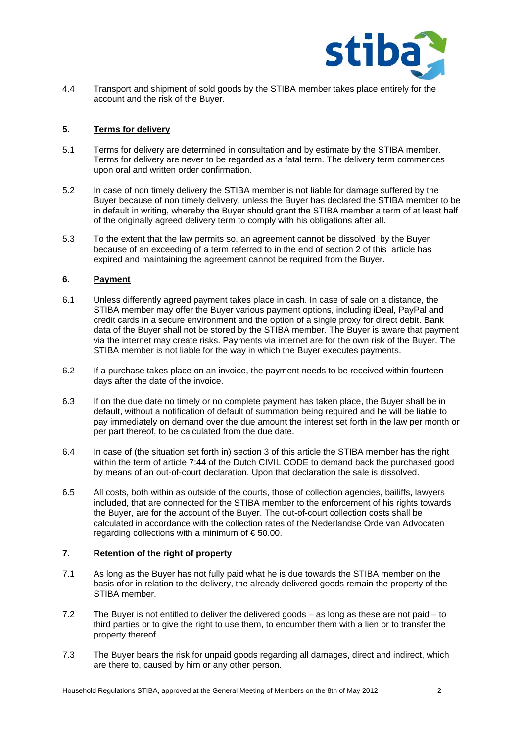4.4 Transport and shipment of sold goods by the STIBA member takes place entirely for the account and the risk of the Buyer.

## 5. Terms for delivery

5.1 Terms for delivery are determined in consultation and by estimate by the STIBA member. Terms for delivery are never to be regarded as a fatal term. The delivery term commences upon oral and written order confirmation.

5.2 In case of non timely delivery the STIBA member is not liable for damage suffered by the Buyer because of non timely delivery, unless the Buyer has declared the STIBA member to be in default in writing, whereby the Buyer should grant the STIBA member a term of at least half of the originally agreed delivery term to comply with his obligations after all.

5.3 To the extent that the law permits so, an agreement cannot be dissolved by the Buyer because of an exceeding of a term referred to in the end of section 2 of this article has expired and maintaining the agreement cannot be required from the Buyer.

## 6. Payment

6.1 Unless differently agreed payment takes place in cash. In case of sale on a distance, the STIBA member may offer the Buyer various payment options, including iDeal, PayPal and credit cards in a secure environment and the option of a single proxy for direct debit. Bank data of the Buyer shall not be stored by the STIBA member. The Buyer is aware that payment via the internet may create risks. Payments via internet are for the own risk of the Buyer. The STIBA member is not liable for the way in which the Buyer executes payments.

6.2 If a purchase takes place on an invoice, the payment needs to be received within fourteen days after the date of the invoice.

6.3 If on the due date no timely or no complete payment has taken place, the Buyer shall be in default, without a notification of default of summation being required and he will be liable to pay immediately on demand over the due amount the interest set forth in the law per month or per part thereof, to be calculated from the due date.

6.4 In case of (the situation set forth in) section 3 of this article the STIBA member has the right within the term of article 7:44 of the Dutch CIVIL CODE to demand back the purchased good by means of an out-of-court declaration. Upon that declaration the sale is dissolved.

6.5 All costs, both within as outside of the courts, those of collection agencies, bailiffs, lawyers included, that are connected for the STIBA member to the enforcement of his rights towards the Buyer, are for the account of the Buyer. The out-of-court collection costs shall be calculated in accordance with the collection rates of the Nederlandse Orde van Advocaten regarding collections with a minimum of € 50.00.

## 7. Retention of the right of property

7.1 As long as the Buyer has not fully paid what he is due towards the STIBA member on the basis ofor in relation to the delivery, the already delivered goods remain the property of the STIBA member.

7.2 The Buyer is not entitled to deliver the delivered goods – as long as these are not paid – to third parties or to give the right to use them, to encumber them with a lien or to transfer the property thereof.

7.3 The Buyer bears the risk for unpaid goods regarding all damages, direct and indirect, which are there to, caused by him or any other person.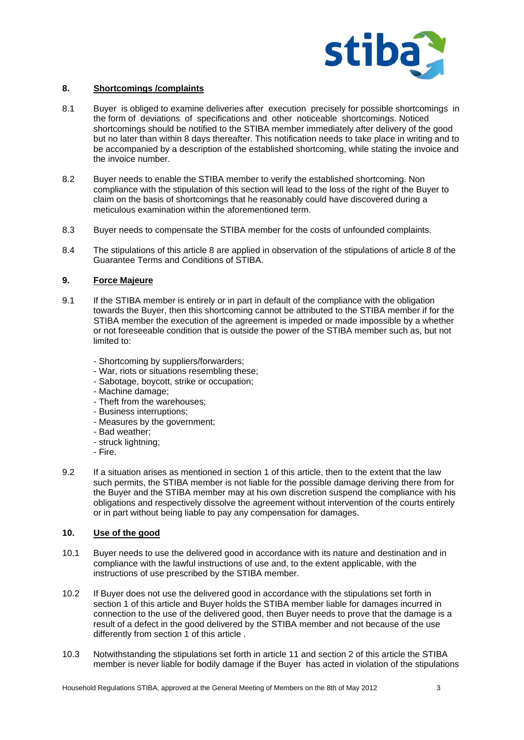## 8. Shortcomings /complaints

8.1 Buyer is obliged to examine deliveries after execution precisely for possible shortcomings in the form of deviations of specifications and other noticeable shortcomings. Noticed shortcomings should be notified to the STIBA member immediately after delivery of the good but no later than within 8 days thereafter. This notification needs to take place in writing and to be accompanied by a description of the established shortcoming, while stating the invoice and the invoice number.

8.2 Buyer needs to enable the STIBA member to verify the established shortcoming. Non compliance with the stipulation of this section will lead to the loss of the right of the Buyer to claim on the basis of shortcomings that he reasonably could have discovered during a meticulous examination within the aforementioned term.

8.3 Buyer needs to compensate the STIBA member for the costs of unfounded complaints.

8.4 The stipulations of this article 8 are applied in observation of the stipulations of article 8 of the Guarantee Terms and Conditions of STIBA.

## 9. Force Majeure

9.1 If the STIBA member is entirely or in part in default of the compliance with the obligation towards the Buyer, then this shortcoming cannot be attributed to the STIBA member if for the STIBA member the execution of the agreement is impeded or made impossible by a whether or not foreseeable condition that is outside the power of the STIBA member such as, but not limited to:

- Shortcoming by suppliers/forwarders;
- War, riots or situations resembling these;
- Sabotage, boycott, strike or occupation;
- Machine damage;
- Theft from the warehouses;
- Business interruptions;
- Measures by the government;
- Bad weather;
- struck lightning;
- Fire.

9.2 If a situation arises as mentioned in section 1 of this article, then to the extent that the law such permits, the STIBA member is not liable for the possible damage deriving there from for the Buyer and the STIBA member may at his own discretion suspend the compliance with his obligations and respectively dissolve the agreement without intervention of the courts entirely or in part without being liable to pay any compensation for damages.

## 10. Use of the good

10.1 Buyer needs to use the delivered good in accordance with its nature and destination and in compliance with the lawful instructions of use and, to the extent applicable, with the instructions of use prescribed by the STIBA member.

10.2 If Buyer does not use the delivered good in accordance with the stipulations set forth in section 1 of this article and Buyer holds the STIBA member liable for damages incurred in connection to the use of the delivered good, then Buyer needs to prove that the damage is a result of a defect in the good delivered by the STIBA member and not because of the use differently from section 1 of this article .

10.3 Notwithstanding the stipulations set forth in article 11 and section 2 of this article the STIBA member is never liable for bodily damage if the Buyer has acted in violation of the stipulations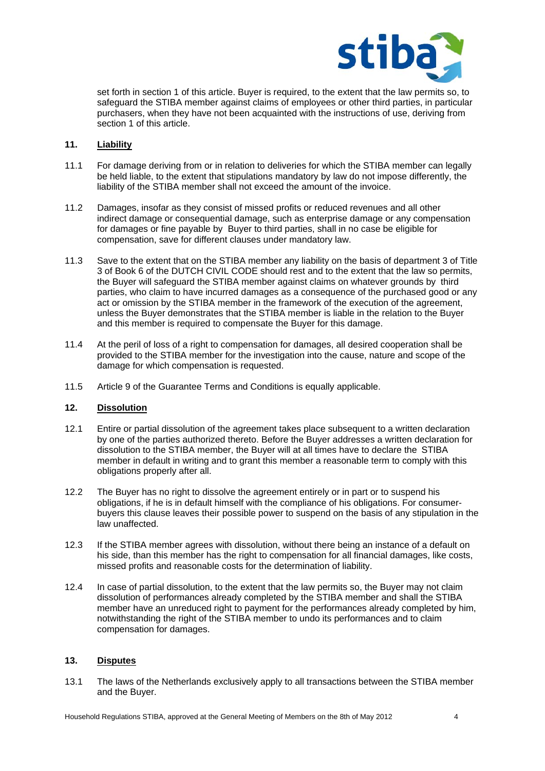set forth in section 1 of this article. Buyer is required, to the extent that the law permits so, to safeguard the STIBA member against claims of employees or other third parties, in particular purchasers, when they have not been acquainted with the instructions of use, deriving from section 1 of this article.

## 11. Liability

11.1 For damage deriving from or in relation to deliveries for which the STIBA member can legally be held liable, to the extent that stipulations mandatory by law do not impose differently, the liability of the STIBA member shall not exceed the amount of the invoice.

11.2 Damages, insofar as they consist of missed profits or reduced revenues and all other indirect damage or consequential damage, such as enterprise damage or any compensation for damages or fine payable by Buyer to third parties, shall in no case be eligible for compensation, save for different clauses under mandatory law.

11.3 Save to the extent that on the STIBA member any liability on the basis of department 3 of Title 3 of Book 6 of the DUTCH CIVIL CODE should rest and to the extent that the law so permits, the Buyer will safeguard the STIBA member against claims on whatever grounds by third parties, who claim to have incurred damages as a consequence of the purchased good or any act or omission by the STIBA member in the framework of the execution of the agreement, unless the Buyer demonstrates that the STIBA member is liable in the relation to the Buyer and this member is required to compensate the Buyer for this damage.

11.4 At the peril of loss of a right to compensation for damages, all desired cooperation shall be provided to the STIBA member for the investigation into the cause, nature and scope of the damage for which compensation is requested.

11.5 Article 9 of the Guarantee Terms and Conditions is equally applicable.

## 12. Dissolution

12.1 Entire or partial dissolution of the agreement takes place subsequent to a written declaration by one of the parties authorized thereto. Before the Buyer addresses a written declaration for dissolution to the STIBA member, the Buyer will at all times have to declare the STIBA member in default in writing and to grant this member a reasonable term to comply with this obligations properly after all.

12.2 The Buyer has no right to dissolve the agreement entirely or in part or to suspend his obligations, if he is in default himself with the compliance of his obligations. For consumer-buyers this clause leaves their possible power to suspend on the basis of any stipulation in the law unaffected.

12.3 If the STIBA member agrees with dissolution, without there being an instance of a default on his side, than this member has the right to compensation for all financial damages, like costs, missed profits and reasonable costs for the determination of liability.

12.4 In case of partial dissolution, to the extent that the law permits so, the Buyer may not claim dissolution of performances already completed by the STIBA member and shall the STIBA member have an unreduced right to payment for the performances already completed by him, notwithstanding the right of the STIBA member to undo its performances and to claim compensation for damages.

## 13. Disputes

13.1 The laws of the Netherlands exclusively apply to all transactions between the STIBA member and the Buyer.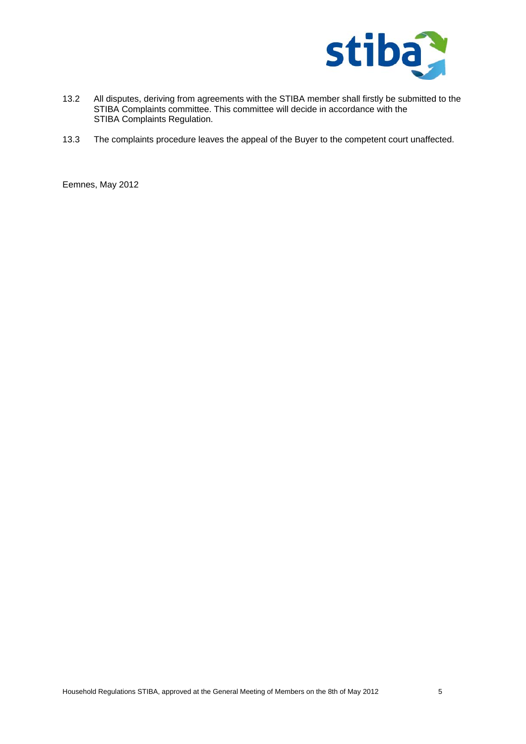13.2 All disputes, deriving from agreements with the STIBA member shall firstly be submitted to the STIBA Complaints committee. This committee will decide in accordance with the STIBA Complaints Regulation.

13.3 The complaints procedure leaves the appeal of the Buyer to the competent court unaffected.

Eemnes, May 2012